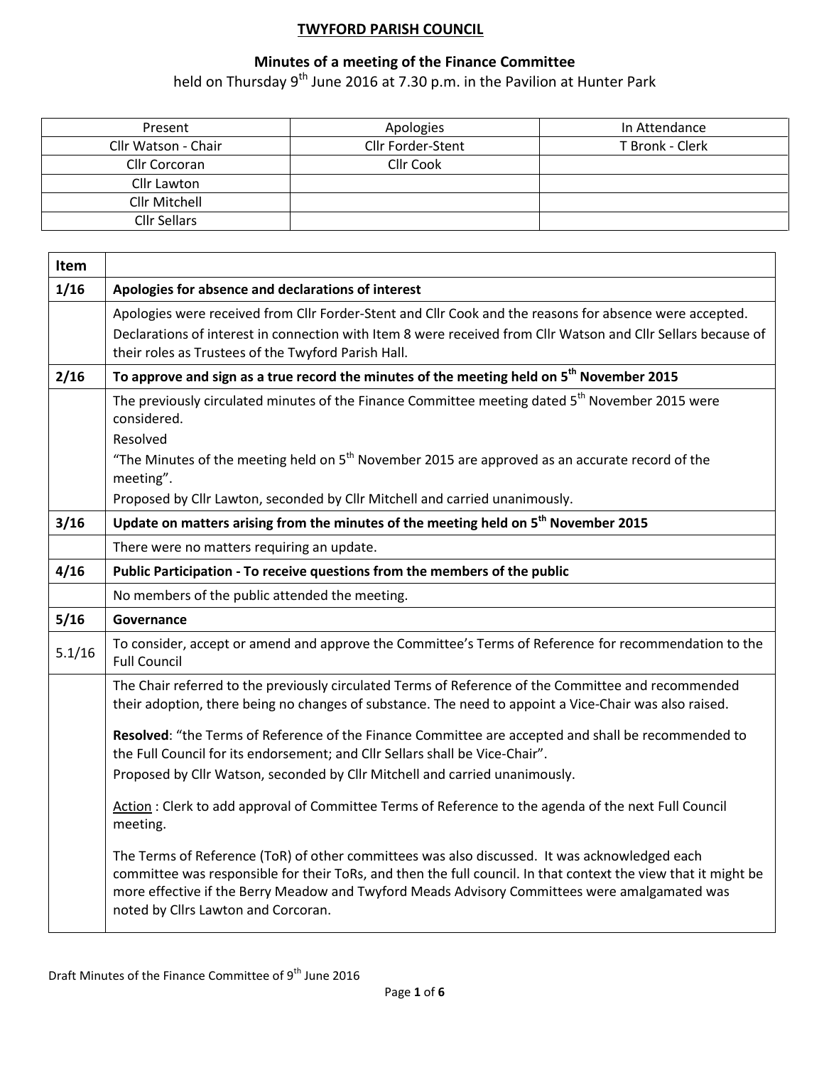# TWYFORD PARISH COUNCIL

## Minutes of a meeting of the Finance Committee

held on Thursday 9th June 2016 at 7.30 p.m. in the Pavilion at Hunter Park

| Present | Apologies | In Attendance |
|---|---|---|
| Cllr Watson - Chair | Cllr Forder-Stent | T Bronk - Clerk |
| Cllr Corcoran | Cllr Cook | |
| Cllr Lawton | | |
| Cllr Mitchell | | |
| Cllr Sellars | | |

| Item | |
|---|---|
| **1/16** | **Apologies for absence and declarations of interest** |
| | Apologies were received from Cllr Forder-Stent and Cllr Cook and the reasons for absence were accepted. Declarations of interest in connection with Item 8 were received from Cllr Watson and Cllr Sellars because of their roles as Trustees of the Twyford Parish Hall. |
| **2/16** | **To approve and sign as a true record the minutes of the meeting held on 5th November 2015** |
| | The previously circulated minutes of the Finance Committee meeting dated 5th November 2015 were considered.<br>Resolved<br>"The Minutes of the meeting held on 5th November 2015 are approved as an accurate record of the meeting".<br>Proposed by Cllr Lawton, seconded by Cllr Mitchell and carried unanimously. |
| **3/16** | **Update on matters arising from the minutes of the meeting held on 5th November 2015** |
| | There were no matters requiring an update. |
| **4/16** | **Public Participation - To receive questions from the members of the public** |
| | No members of the public attended the meeting. |
| **5/16** | **Governance** |
| 5.1/16 | To consider, accept or amend and approve the Committee's Terms of Reference for recommendation to the Full Council |
| | The Chair referred to the previously circulated Terms of Reference of the Committee and recommended their adoption, there being no changes of substance. The need to appoint a Vice-Chair was also raised.<br><br>**Resolved**: "the Terms of Reference of the Finance Committee are accepted and shall be recommended to the Full Council for its endorsement; and Cllr Sellars shall be Vice-Chair".<br>Proposed by Cllr Watson, seconded by Cllr Mitchell and carried unanimously.<br><br>Action : Clerk to add approval of Committee Terms of Reference to the agenda of the next Full Council meeting.<br><br>The Terms of Reference (ToR) of other committees was also discussed. It was acknowledged each committee was responsible for their ToRs, and then the full council. In that context the view that it might be more effective if the Berry Meadow and Twyford Meads Advisory Committees were amalgamated was noted by Cllrs Lawton and Corcoran. |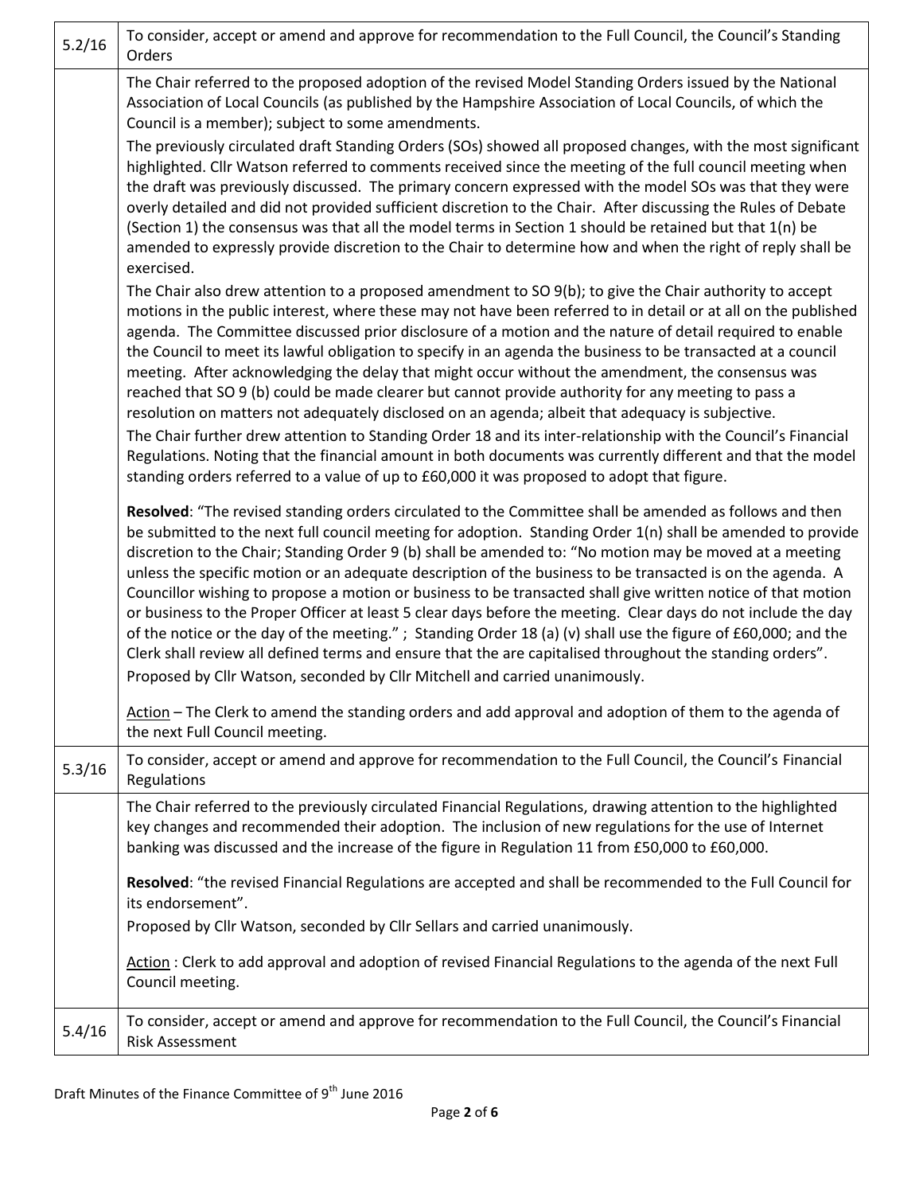| | |
|---|---|
| 5.2/16 | To consider, accept or amend and approve for recommendation to the Full Council, the Council's Standing Orders |
| | The Chair referred to the proposed adoption of the revised Model Standing Orders issued by the National Association of Local Councils (as published by the Hampshire Association of Local Councils, of which the Council is a member); subject to some amendments.<br>The previously circulated draft Standing Orders (SOs) showed all proposed changes, with the most significant highlighted. Cllr Watson referred to comments received since the meeting of the full council meeting when the draft was previously discussed. The primary concern expressed with the model SOs was that they were overly detailed and did not provided sufficient discretion to the Chair. After discussing the Rules of Debate (Section 1) the consensus was that all the model terms in Section 1 should be retained but that 1(n) be amended to expressly provide discretion to the Chair to determine how and when the right of reply shall be exercised.<br>The Chair also drew attention to a proposed amendment to SO 9(b); to give the Chair authority to accept motions in the public interest, where these may not have been referred to in detail or at all on the published agenda. The Committee discussed prior disclosure of a motion and the nature of detail required to enable the Council to meet its lawful obligation to specify in an agenda the business to be transacted at a council meeting. After acknowledging the delay that might occur without the amendment, the consensus was reached that SO 9 (b) could be made clearer but cannot provide authority for any meeting to pass a resolution on matters not adequately disclosed on an agenda; albeit that adequacy is subjective.<br>The Chair further drew attention to Standing Order 18 and its inter-relationship with the Council's Financial Regulations. Noting that the financial amount in both documents was currently different and that the model standing orders referred to a value of up to £60,000 it was proposed to adopt that figure.<br><br>**Resolved**: "The revised standing orders circulated to the Committee shall be amended as follows and then be submitted to the next full council meeting for adoption. Standing Order 1(n) shall be amended to provide discretion to the Chair; Standing Order 9 (b) shall be amended to: "No motion may be moved at a meeting unless the specific motion or an adequate description of the business to be transacted is on the agenda. A Councillor wishing to propose a motion or business to be transacted shall give written notice of that motion or business to the Proper Officer at least 5 clear days before the meeting. Clear days do not include the day of the notice or the day of the meeting." ; Standing Order 18 (a) (v) shall use the figure of £60,000; and the Clerk shall review all defined terms and ensure that the are capitalised throughout the standing orders".<br>Proposed by Cllr Watson, seconded by Cllr Mitchell and carried unanimously.<br><br><u>Action</u> – The Clerk to amend the standing orders and add approval and adoption of them to the agenda of the next Full Council meeting. |
| 5.3/16 | To consider, accept or amend and approve for recommendation to the Full Council, the Council's Financial Regulations |
| | The Chair referred to the previously circulated Financial Regulations, drawing attention to the highlighted key changes and recommended their adoption. The inclusion of new regulations for the use of Internet banking was discussed and the increase of the figure in Regulation 11 from £50,000 to £60,000.<br><br>**Resolved**: "the revised Financial Regulations are accepted and shall be recommended to the Full Council for its endorsement".<br>Proposed by Cllr Watson, seconded by Cllr Sellars and carried unanimously.<br><br><u>Action</u> : Clerk to add approval and adoption of revised Financial Regulations to the agenda of the next Full Council meeting. |
| 5.4/16 | To consider, accept or amend and approve for recommendation to the Full Council, the Council's Financial Risk Assessment |

Draft Minutes of the Finance Committee of 9th June 2016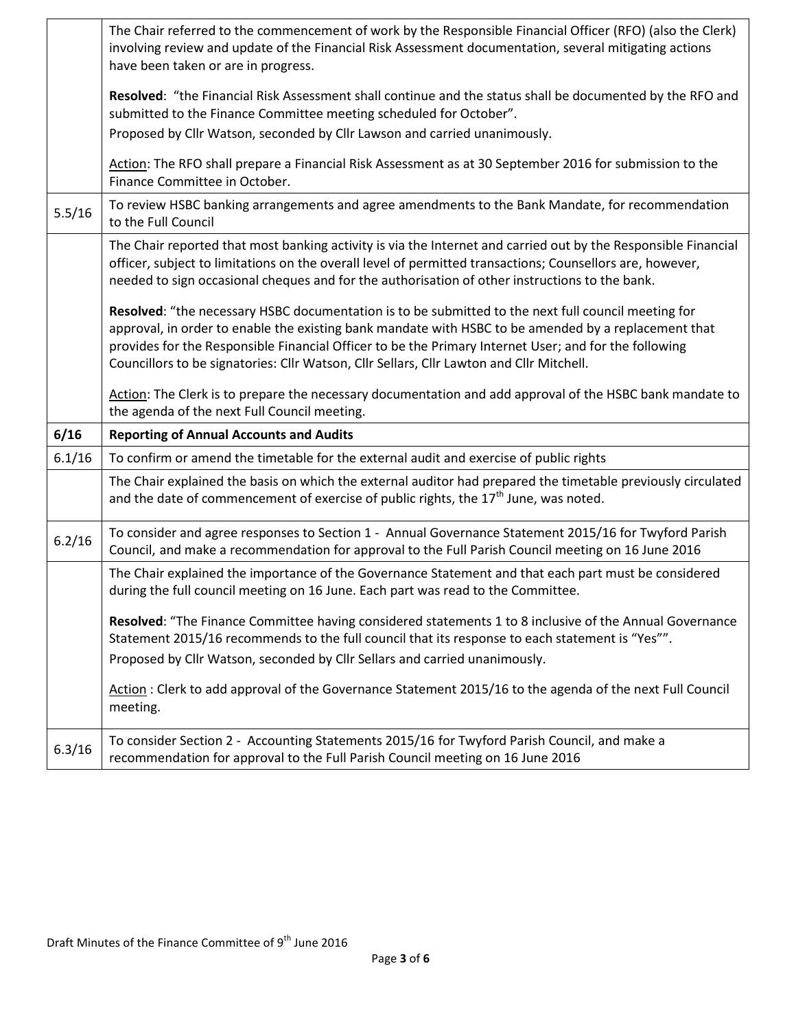| | |
|---|---|
| | The Chair referred to the commencement of work by the Responsible Financial Officer (RFO) (also the Clerk) involving review and update of the Financial Risk Assessment documentation, several mitigating actions have been taken or are in progress.<br><br>**Resolved**: "the Financial Risk Assessment shall continue and the status shall be documented by the RFO and submitted to the Finance Committee meeting scheduled for October".<br>Proposed by Cllr Watson, seconded by Cllr Lawson and carried unanimously.<br><br>Action: The RFO shall prepare a Financial Risk Assessment as at 30 September 2016 for submission to the Finance Committee in October. |
| 5.5/16 | To review HSBC banking arrangements and agree amendments to the Bank Mandate, for recommendation to the Full Council |
| | The Chair reported that most banking activity is via the Internet and carried out by the Responsible Financial officer, subject to limitations on the overall level of permitted transactions; Counsellors are, however, needed to sign occasional cheques and for the authorisation of other instructions to the bank.<br><br>**Resolved**: "the necessary HSBC documentation is to be submitted to the next full council meeting for approval, in order to enable the existing bank mandate with HSBC to be amended by a replacement that provides for the Responsible Financial Officer to be the Primary Internet User; and for the following Councillors to be signatories: Cllr Watson, Cllr Sellars, Cllr Lawton and Cllr Mitchell.<br><br>Action: The Clerk is to prepare the necessary documentation and add approval of the HSBC bank mandate to the agenda of the next Full Council meeting. |
| **6/16** | **Reporting of Annual Accounts and Audits** |
| 6.1/16 | To confirm or amend the timetable for the external audit and exercise of public rights |
| | The Chair explained the basis on which the external auditor had prepared the timetable previously circulated and the date of commencement of exercise of public rights, the 17th June, was noted. |
| 6.2/16 | To consider and agree responses to Section 1 - Annual Governance Statement 2015/16 for Twyford Parish Council, and make a recommendation for approval to the Full Parish Council meeting on 16 June 2016 |
| | The Chair explained the importance of the Governance Statement and that each part must be considered during the full council meeting on 16 June. Each part was read to the Committee.<br><br>**Resolved**: "The Finance Committee having considered statements 1 to 8 inclusive of the Annual Governance Statement 2015/16 recommends to the full council that its response to each statement is "Yes"".<br>Proposed by Cllr Watson, seconded by Cllr Sellars and carried unanimously.<br><br>Action : Clerk to add approval of the Governance Statement 2015/16 to the agenda of the next Full Council meeting. |
| 6.3/16 | To consider Section 2 - Accounting Statements 2015/16 for Twyford Parish Council, and make a recommendation for approval to the Full Parish Council meeting on 16 June 2016 |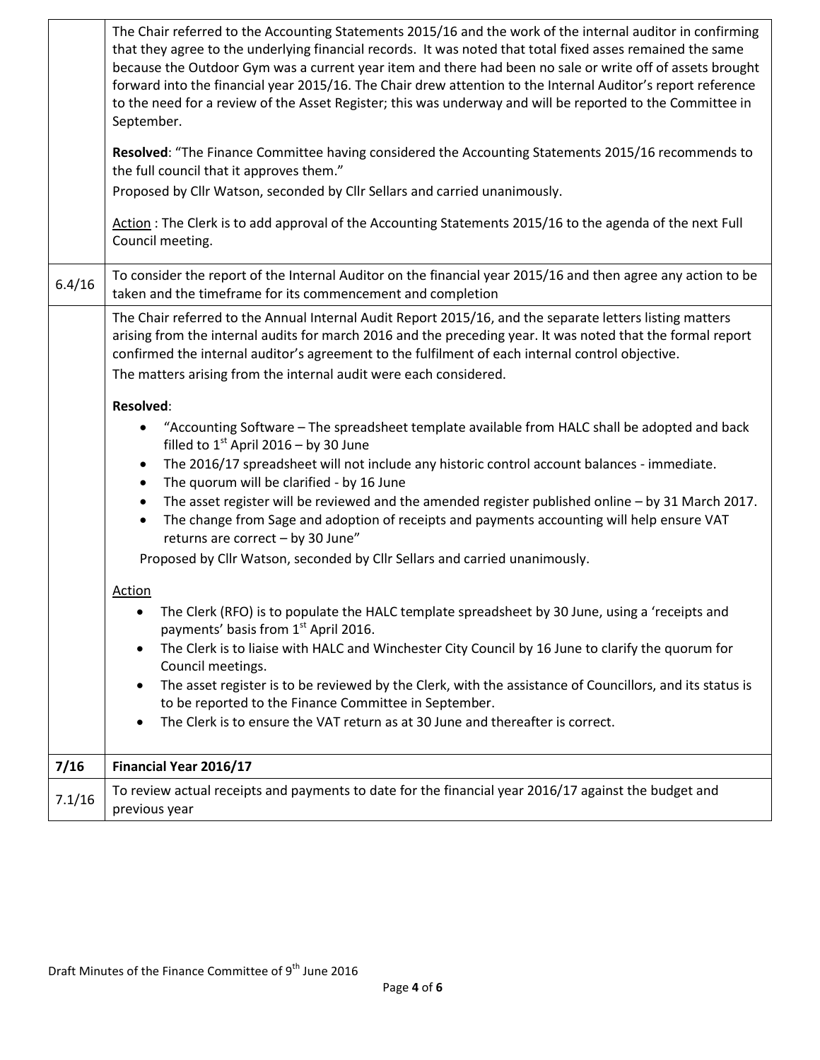| | |
|---|---|
| | The Chair referred to the Accounting Statements 2015/16 and the work of the internal auditor in confirming that they agree to the underlying financial records. It was noted that total fixed asses remained the same because the Outdoor Gym was a current year item and there had been no sale or write off of assets brought forward into the financial year 2015/16. The Chair drew attention to the Internal Auditor's report reference to the need for a review of the Asset Register; this was underway and will be reported to the Committee in September.<br><br>**Resolved**: "The Finance Committee having considered the Accounting Statements 2015/16 recommends to the full council that it approves them."<br>Proposed by Cllr Watson, seconded by Cllr Sellars and carried unanimously.<br><br>Action : The Clerk is to add approval of the Accounting Statements 2015/16 to the agenda of the next Full Council meeting. |
| 6.4/16 | To consider the report of the Internal Auditor on the financial year 2015/16 and then agree any action to be taken and the timeframe for its commencement and completion |
| | The Chair referred to the Annual Internal Audit Report 2015/16, and the separate letters listing matters arising from the internal audits for march 2016 and the preceding year. It was noted that the formal report confirmed the internal auditor's agreement to the fulfilment of each internal control objective.<br>The matters arising from the internal audit were each considered.<br><br>**Resolved**:<br>• "Accounting Software – The spreadsheet template available from HALC shall be adopted and back filled to 1st April 2016 – by 30 June<br>• The 2016/17 spreadsheet will not include any historic control account balances - immediate.<br>• The quorum will be clarified - by 16 June<br>• The asset register will be reviewed and the amended register published online – by 31 March 2017.<br>• The change from Sage and adoption of receipts and payments accounting will help ensure VAT returns are correct – by 30 June"<br><br>Proposed by Cllr Watson, seconded by Cllr Sellars and carried unanimously.<br><br>Action<br>• The Clerk (RFO) is to populate the HALC template spreadsheet by 30 June, using a 'receipts and payments' basis from 1st April 2016.<br>• The Clerk is to liaise with HALC and Winchester City Council by 16 June to clarify the quorum for Council meetings.<br>• The asset register is to be reviewed by the Clerk, with the assistance of Councillors, and its status is to be reported to the Finance Committee in September.<br>• The Clerk is to ensure the VAT return as at 30 June and thereafter is correct. |
| **7/16** | **Financial Year 2016/17** |
| 7.1/16 | To review actual receipts and payments to date for the financial year 2016/17 against the budget and previous year |

Draft Minutes of the Finance Committee of 9th June 2016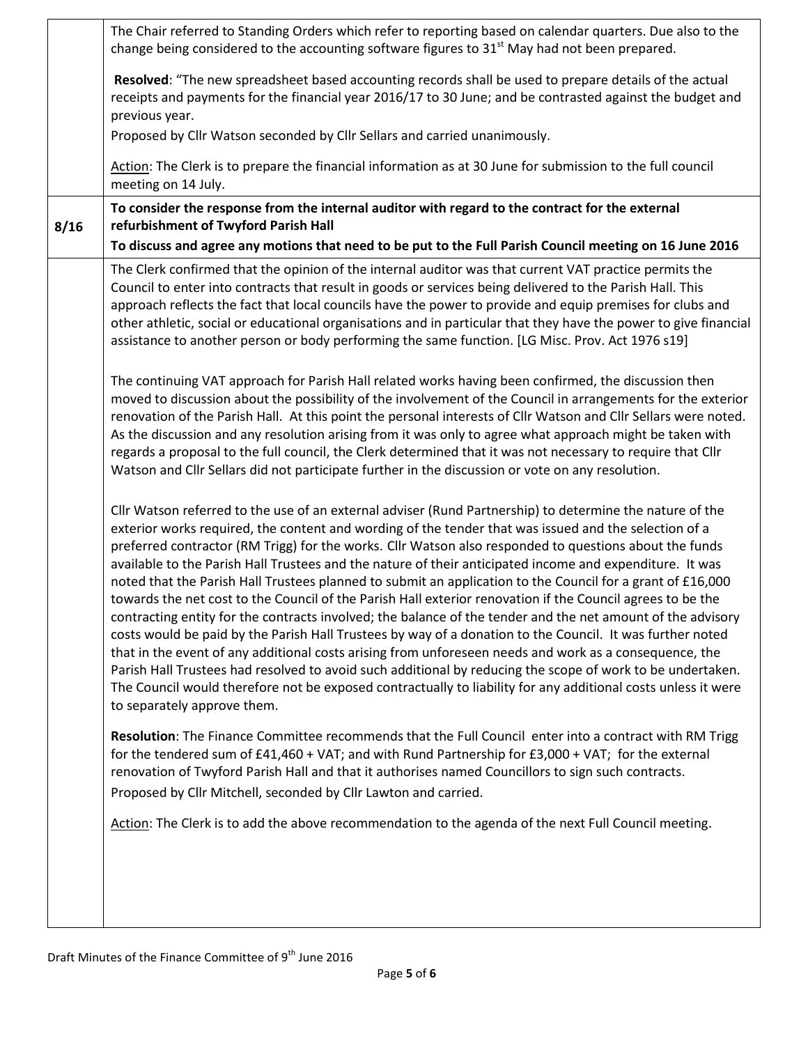| | |
|---|---|
| | The Chair referred to Standing Orders which refer to reporting based on calendar quarters. Due also to the change being considered to the accounting software figures to 31st May had not been prepared.<br><br>**Resolved**: "The new spreadsheet based accounting records shall be used to prepare details of the actual receipts and payments for the financial year 2016/17 to 30 June; and be contrasted against the budget and previous year.<br>Proposed by Cllr Watson seconded by Cllr Sellars and carried unanimously.<br><br>Action: The Clerk is to prepare the financial information as at 30 June for submission to the full council meeting on 14 July. |
| **8/16** | **To consider the response from the internal auditor with regard to the contract for the external refurbishment of Twyford Parish Hall**<br>**To discuss and agree any motions that need to be put to the Full Parish Council meeting on 16 June 2016** |
| | The Clerk confirmed that the opinion of the internal auditor was that current VAT practice permits the Council to enter into contracts that result in goods or services being delivered to the Parish Hall. This approach reflects the fact that local councils have the power to provide and equip premises for clubs and other athletic, social or educational organisations and in particular that they have the power to give financial assistance to another person or body performing the same function. [LG Misc. Prov. Act 1976 s19]<br><br>The continuing VAT approach for Parish Hall related works having been confirmed, the discussion then moved to discussion about the possibility of the involvement of the Council in arrangements for the exterior renovation of the Parish Hall. At this point the personal interests of Cllr Watson and Cllr Sellars were noted. As the discussion and any resolution arising from it was only to agree what approach might be taken with regards a proposal to the full council, the Clerk determined that it was not necessary to require that Cllr Watson and Cllr Sellars did not participate further in the discussion or vote on any resolution.<br><br>Cllr Watson referred to the use of an external adviser (Rund Partnership) to determine the nature of the exterior works required, the content and wording of the tender that was issued and the selection of a preferred contractor (RM Trigg) for the works. Cllr Watson also responded to questions about the funds available to the Parish Hall Trustees and the nature of their anticipated income and expenditure. It was noted that the Parish Hall Trustees planned to submit an application to the Council for a grant of £16,000 towards the net cost to the Council of the Parish Hall exterior renovation if the Council agrees to be the contracting entity for the contracts involved; the balance of the tender and the net amount of the advisory costs would be paid by the Parish Hall Trustees by way of a donation to the Council. It was further noted that in the event of any additional costs arising from unforeseen needs and work as a consequence, the Parish Hall Trustees had resolved to avoid such additional by reducing the scope of work to be undertaken. The Council would therefore not be exposed contractually to liability for any additional costs unless it were to separately approve them.<br><br>**Resolution**: The Finance Committee recommends that the Full Council enter into a contract with RM Trigg for the tendered sum of £41,460 + VAT; and with Rund Partnership for £3,000 + VAT; for the external renovation of Twyford Parish Hall and that it authorises named Councillors to sign such contracts.<br>Proposed by Cllr Mitchell, seconded by Cllr Lawton and carried.<br><br>Action: The Clerk is to add the above recommendation to the agenda of the next Full Council meeting. |

Draft Minutes of the Finance Committee of 9th June 2016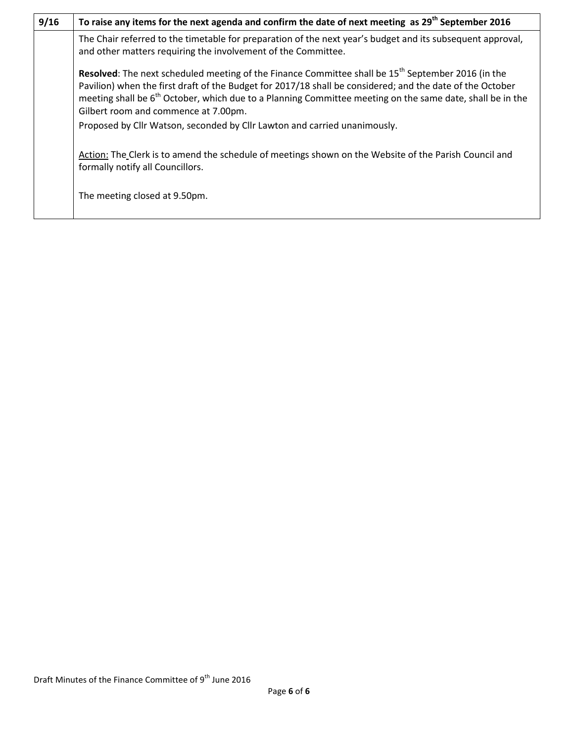| 9/16 | To raise any items for the next agenda and confirm the date of next meeting as 29th September 2016 |
| --- | --- |
| | The Chair referred to the timetable for preparation of the next year's budget and its subsequent approval, and other matters requiring the involvement of the Committee.<br><br>**Resolved**: The next scheduled meeting of the Finance Committee shall be 15th September 2016 (in the Pavilion) when the first draft of the Budget for 2017/18 shall be considered; and the date of the October meeting shall be 6th October, which due to a Planning Committee meeting on the same date, shall be in the Gilbert room and commence at 7.00pm.<br>Proposed by Cllr Watson, seconded by Cllr Lawton and carried unanimously.<br><br>Action: The Clerk is to amend the schedule of meetings shown on the Website of the Parish Council and formally notify all Councillors.<br><br>The meeting closed at 9.50pm. |

Draft Minutes of the Finance Committee of 9th June 2016